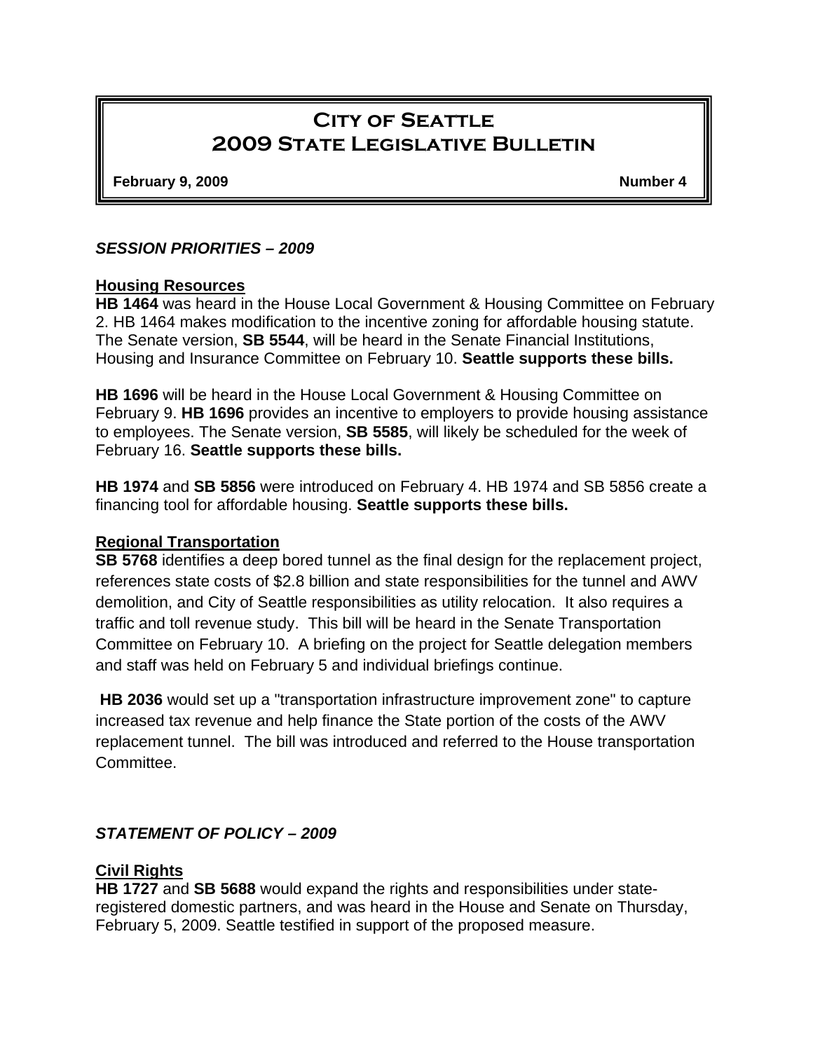# City of Seattle
# 2009 State Legislative Bulletin

**February 9, 2009** **Number 4**

## *SESSION PRIORITIES – 2009*

### Housing Resources

**HB 1464** was heard in the House Local Government & Housing Committee on February 2. HB 1464 makes modification to the incentive zoning for affordable housing statute. The Senate version, **SB 5544**, will be heard in the Senate Financial Institutions, Housing and Insurance Committee on February 10. **Seattle supports these bills.**

**HB 1696** will be heard in the House Local Government & Housing Committee on February 9. **HB 1696** provides an incentive to employers to provide housing assistance to employees. The Senate version, **SB 5585**, will likely be scheduled for the week of February 16. **Seattle supports these bills.**

**HB 1974** and **SB 5856** were introduced on February 4. HB 1974 and SB 5856 create a financing tool for affordable housing. **Seattle supports these bills.**

### Regional Transportation

**SB 5768** identifies a deep bored tunnel as the final design for the replacement project, references state costs of $2.8 billion and state responsibilities for the tunnel and AWV demolition, and City of Seattle responsibilities as utility relocation. It also requires a traffic and toll revenue study. This bill will be heard in the Senate Transportation Committee on February 10. A briefing on the project for Seattle delegation members and staff was held on February 5 and individual briefings continue.

**HB 2036** would set up a "transportation infrastructure improvement zone" to capture increased tax revenue and help finance the State portion of the costs of the AWV replacement tunnel. The bill was introduced and referred to the House transportation Committee.

## *STATEMENT OF POLICY – 2009*

### Civil Rights

**HB 1727** and **SB 5688** would expand the rights and responsibilities under state-registered domestic partners, and was heard in the House and Senate on Thursday, February 5, 2009. Seattle testified in support of the proposed measure.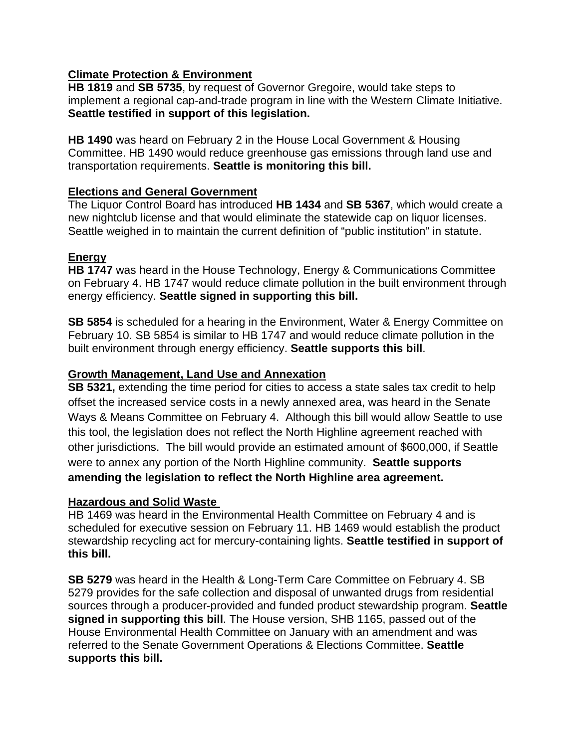**Climate Protection & Environment**

**HB 1819** and **SB 5735**, by request of Governor Gregoire, would take steps to implement a regional cap-and-trade program in line with the Western Climate Initiative. **Seattle testified in support of this legislation.**

**HB 1490** was heard on February 2 in the House Local Government & Housing Committee. HB 1490 would reduce greenhouse gas emissions through land use and transportation requirements. **Seattle is monitoring this bill.**

**Elections and General Government**

The Liquor Control Board has introduced **HB 1434** and **SB 5367**, which would create a new nightclub license and that would eliminate the statewide cap on liquor licenses. Seattle weighed in to maintain the current definition of "public institution" in statute.

**Energy**

**HB 1747** was heard in the House Technology, Energy & Communications Committee on February 4. HB 1747 would reduce climate pollution in the built environment through energy efficiency. **Seattle signed in supporting this bill.**

**SB 5854** is scheduled for a hearing in the Environment, Water & Energy Committee on February 10. SB 5854 is similar to HB 1747 and would reduce climate pollution in the built environment through energy efficiency. **Seattle supports this bill**.

**Growth Management, Land Use and Annexation**

**SB 5321,** extending the time period for cities to access a state sales tax credit to help offset the increased service costs in a newly annexed area, was heard in the Senate Ways & Means Committee on February 4. Although this bill would allow Seattle to use this tool, the legislation does not reflect the North Highline agreement reached with other jurisdictions. The bill would provide an estimated amount of $600,000, if Seattle were to annex any portion of the North Highline community. **Seattle supports amending the legislation to reflect the North Highline area agreement.**

**Hazardous and Solid Waste**

HB 1469 was heard in the Environmental Health Committee on February 4 and is scheduled for executive session on February 11. HB 1469 would establish the product stewardship recycling act for mercury-containing lights. **Seattle testified in support of this bill.**

**SB 5279** was heard in the Health & Long-Term Care Committee on February 4. SB 5279 provides for the safe collection and disposal of unwanted drugs from residential sources through a producer-provided and funded product stewardship program. **Seattle signed in supporting this bill**. The House version, SHB 1165, passed out of the House Environmental Health Committee on January with an amendment and was referred to the Senate Government Operations & Elections Committee. **Seattle supports this bill.**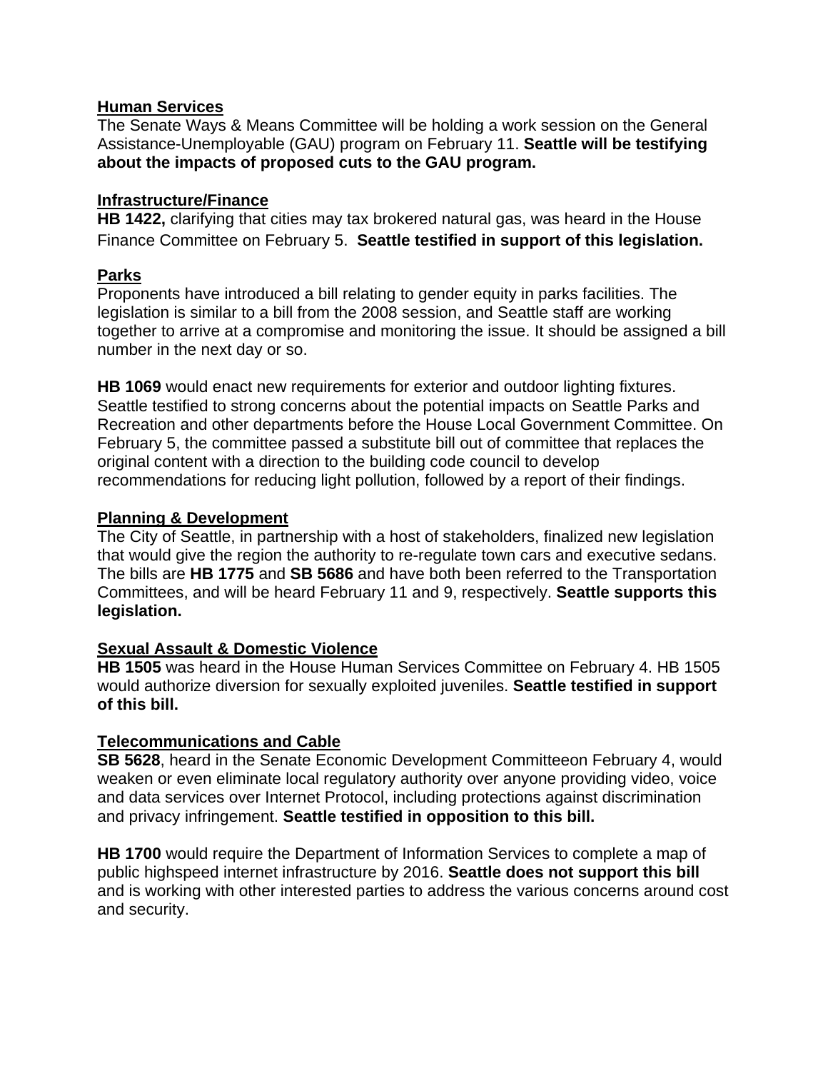**Human Services**

The Senate Ways & Means Committee will be holding a work session on the General Assistance-Unemployable (GAU) program on February 11. **Seattle will be testifying about the impacts of proposed cuts to the GAU program.**

**Infrastructure/Finance**

**HB 1422,** clarifying that cities may tax brokered natural gas, was heard in the House Finance Committee on February 5. **Seattle testified in support of this legislation.**

**Parks**

Proponents have introduced a bill relating to gender equity in parks facilities. The legislation is similar to a bill from the 2008 session, and Seattle staff are working together to arrive at a compromise and monitoring the issue. It should be assigned a bill number in the next day or so.

**HB 1069** would enact new requirements for exterior and outdoor lighting fixtures. Seattle testified to strong concerns about the potential impacts on Seattle Parks and Recreation and other departments before the House Local Government Committee. On February 5, the committee passed a substitute bill out of committee that replaces the original content with a direction to the building code council to develop recommendations for reducing light pollution, followed by a report of their findings.

**Planning & Development**

The City of Seattle, in partnership with a host of stakeholders, finalized new legislation that would give the region the authority to re-regulate town cars and executive sedans. The bills are **HB 1775** and **SB 5686** and have both been referred to the Transportation Committees, and will be heard February 11 and 9, respectively. **Seattle supports this legislation.**

**Sexual Assault & Domestic Violence**

**HB 1505** was heard in the House Human Services Committee on February 4. HB 1505 would authorize diversion for sexually exploited juveniles. **Seattle testified in support of this bill.**

**Telecommunications and Cable**

**SB 5628**, heard in the Senate Economic Development Committeeon February 4, would weaken or even eliminate local regulatory authority over anyone providing video, voice and data services over Internet Protocol, including protections against discrimination and privacy infringement. **Seattle testified in opposition to this bill.**

**HB 1700** would require the Department of Information Services to complete a map of public highspeed internet infrastructure by 2016. **Seattle does not support this bill** and is working with other interested parties to address the various concerns around cost and security.